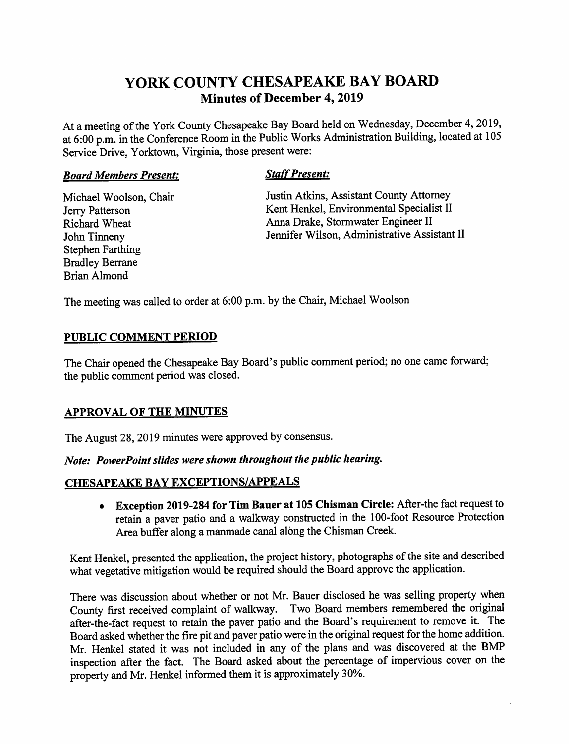# YORK COUNTY CHESAPEAKE BAY BOARD
## Minutes of December 4, 2019

At a meeting of the York County Chesapeake Bay Board held on Wednesday, December 4, 2019, at 6:00 p.m. in the Conference Room in the Public Works Administration Building, located at 105 Service Drive, Yorktown, Virginia, those present were:

***Board Members Present:***

Michael Woolson, Chair
Jerry Patterson
Richard Wheat
John Tinneny
Stephen Farthing
Bradley Berrane
Brian Almond

***Staff Present:***

Justin Atkins, Assistant County Attorney
Kent Henkel, Environmental Specialist II
Anna Drake, Stormwater Engineer II
Jennifer Wilson, Administrative Assistant II

The meeting was called to order at 6:00 p.m. by the Chair, Michael Woolson

## PUBLIC COMMENT PERIOD

The Chair opened the Chesapeake Bay Board's public comment period; no one came forward; the public comment period was closed.

## APPROVAL OF THE MINUTES

The August 28, 2019 minutes were approved by consensus.

***Note: PowerPoint slides were shown throughout the public hearing.***

## CHESAPEAKE BAY EXCEPTIONS/APPEALS

- **Exception 2019-284 for Tim Bauer at 105 Chisman Circle:** After-the fact request to retain a paver patio and a walkway constructed in the 100-foot Resource Protection Area buffer along a manmade canal along the Chisman Creek.

Kent Henkel, presented the application, the project history, photographs of the site and described what vegetative mitigation would be required should the Board approve the application.

There was discussion about whether or not Mr. Bauer disclosed he was selling property when County first received complaint of walkway. Two Board members remembered the original after-the-fact request to retain the paver patio and the Board's requirement to remove it. The Board asked whether the fire pit and paver patio were in the original request for the home addition. Mr. Henkel stated it was not included in any of the plans and was discovered at the BMP inspection after the fact. The Board asked about the percentage of impervious cover on the property and Mr. Henkel informed them it is approximately 30%.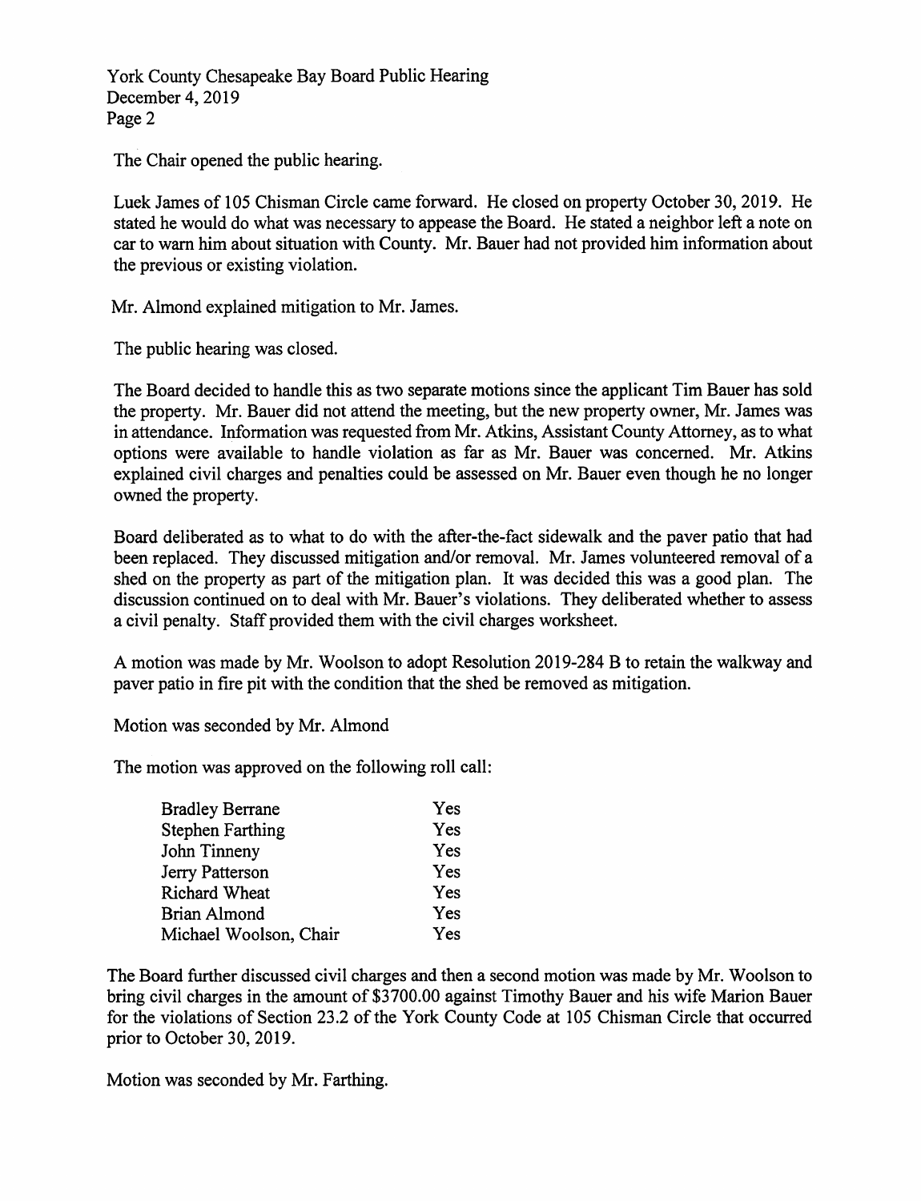The Chair opened the public hearing.

Luek James of 105 Chisman Circle came forward. He closed on property October 30, 2019. He stated he would do what was necessary to appease the Board. He stated a neighbor left a note on car to warn him about situation with County. Mr. Bauer had not provided him information about the previous or existing violation.

Mr. Almond explained mitigation to Mr. James.

The public hearing was closed.

The Board decided to handle this as two separate motions since the applicant Tim Bauer has sold the property. Mr. Bauer did not attend the meeting, but the new property owner, Mr. James was in attendance. Information was requested from Mr. Atkins, Assistant County Attorney, as to what options were available to handle violation as far as Mr. Bauer was concerned. Mr. Atkins explained civil charges and penalties could be assessed on Mr. Bauer even though he no longer owned the property.

Board deliberated as to what to do with the after-the-fact sidewalk and the paver patio that had been replaced. They discussed mitigation and/or removal. Mr. James volunteered removal of a shed on the property as part of the mitigation plan. It was decided this was a good plan. The discussion continued on to deal with Mr. Bauer's violations. They deliberated whether to assess a civil penalty. Staff provided them with the civil charges worksheet.

A motion was made by Mr. Woolson to adopt Resolution 2019-284 B to retain the walkway and paver patio in fire pit with the condition that the shed be removed as mitigation.

Motion was seconded by Mr. Almond

The motion was approved on the following roll call:

| | |
|---|---|
| Bradley Berrane | Yes |
| Stephen Farthing | Yes |
| John Tinneny | Yes |
| Jerry Patterson | Yes |
| Richard Wheat | Yes |
| Brian Almond | Yes |
| Michael Woolson, Chair | Yes |

The Board further discussed civil charges and then a second motion was made by Mr. Woolson to bring civil charges in the amount of $3700.00 against Timothy Bauer and his wife Marion Bauer for the violations of Section 23.2 of the York County Code at 105 Chisman Circle that occurred prior to October 30, 2019.

Motion was seconded by Mr. Farthing.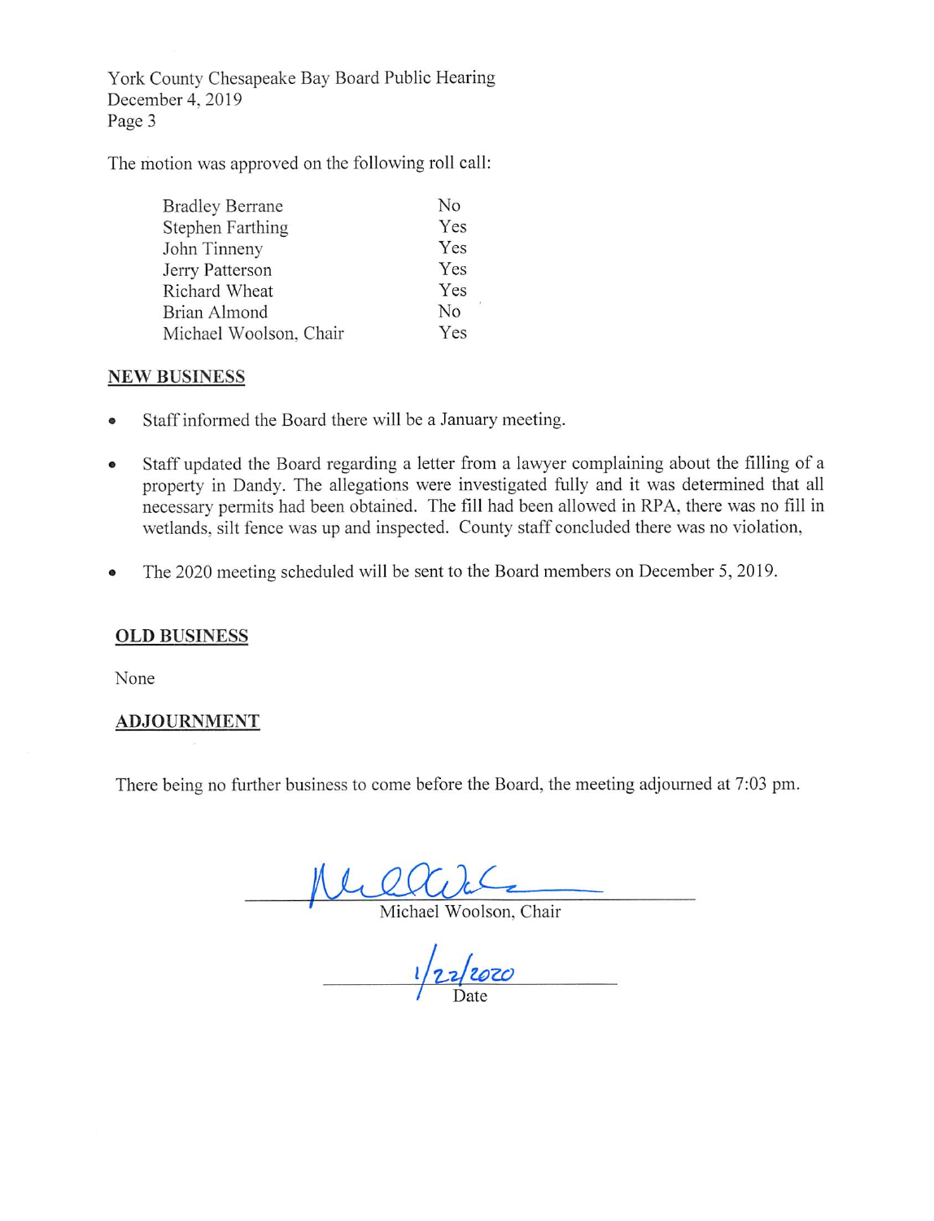The motion was approved on the following roll call:

| | |
|---|---|
| Bradley Berrane | No |
| Stephen Farthing | Yes |
| John Tinneny | Yes |
| Jerry Patterson | Yes |
| Richard Wheat | Yes |
| Brian Almond | No |
| Michael Woolson, Chair | Yes |

## NEW BUSINESS

- Staff informed the Board there will be a January meeting.
- Staff updated the Board regarding a letter from a lawyer complaining about the filling of a property in Dandy. The allegations were investigated fully and it was determined that all necessary permits had been obtained. The fill had been allowed in RPA, there was no fill in wetlands, silt fence was up and inspected. County staff concluded there was no violation,
- The 2020 meeting scheduled will be sent to the Board members on December 5, 2019.

## OLD BUSINESS

None

## ADJOURNMENT

There being no further business to come before the Board, the meeting adjourned at 7:03 pm.

Michael Woolson, Chair

1/22/2020
Date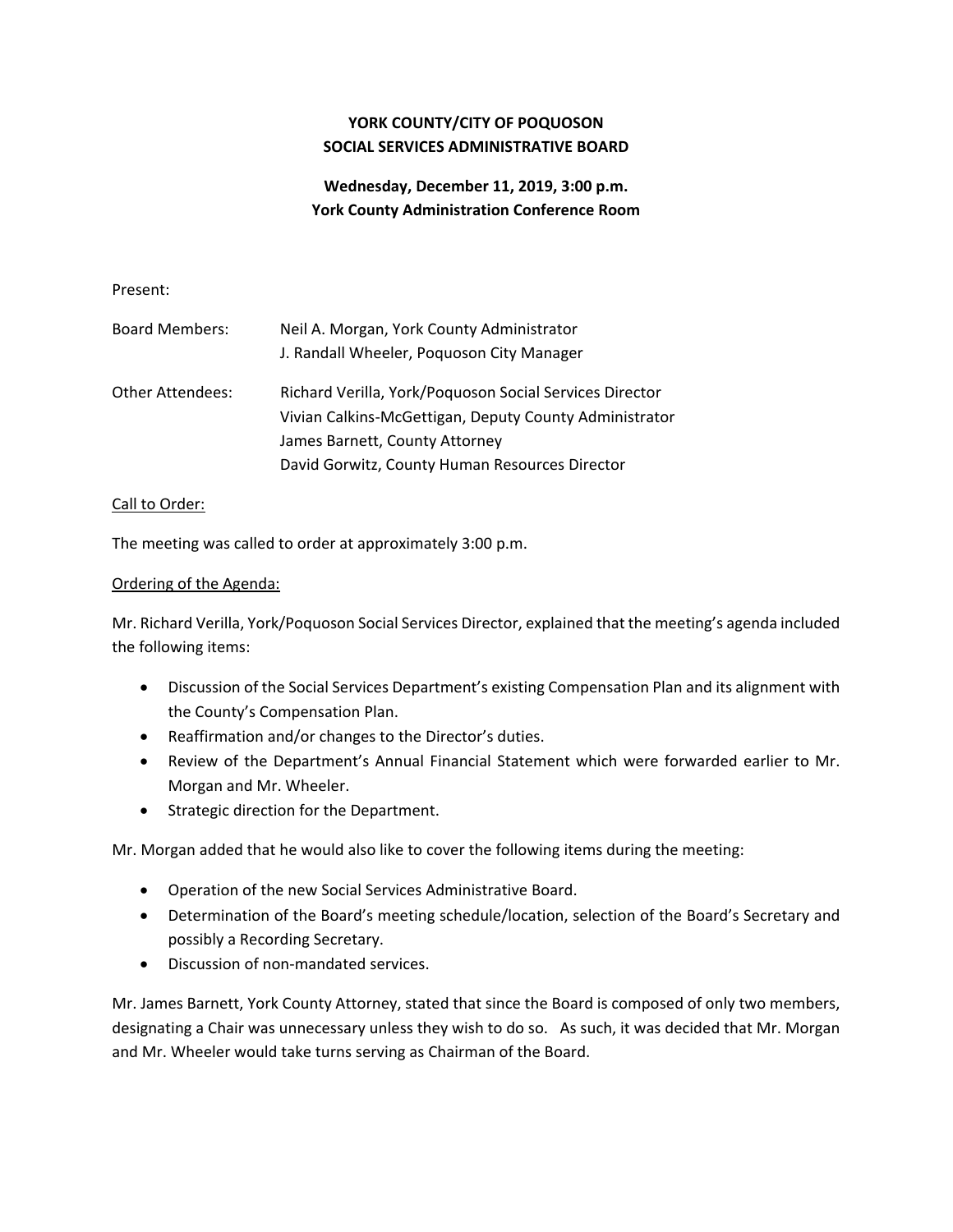**YORK COUNTY/CITY OF POQUOSON**
**SOCIAL SERVICES ADMINISTRATIVE BOARD**

**Wednesday, December 11, 2019, 3:00 p.m.**
**York County Administration Conference Room**

Present:

| | |
|---|---|
| Board Members: | Neil A. Morgan, York County Administrator<br>J. Randall Wheeler, Poquoson City Manager |
| Other Attendees: | Richard Verilla, York/Poquoson Social Services Director<br>Vivian Calkins-McGettigan, Deputy County Administrator<br>James Barnett, County Attorney<br>David Gorwitz, County Human Resources Director |

Call to Order:

The meeting was called to order at approximately 3:00 p.m.

Ordering of the Agenda:

Mr. Richard Verilla, York/Poquoson Social Services Director, explained that the meeting's agenda included the following items:

- Discussion of the Social Services Department's existing Compensation Plan and its alignment with the County's Compensation Plan.
- Reaffirmation and/or changes to the Director's duties.
- Review of the Department's Annual Financial Statement which were forwarded earlier to Mr. Morgan and Mr. Wheeler.
- Strategic direction for the Department.

Mr. Morgan added that he would also like to cover the following items during the meeting:

- Operation of the new Social Services Administrative Board.
- Determination of the Board's meeting schedule/location, selection of the Board's Secretary and possibly a Recording Secretary.
- Discussion of non-mandated services.

Mr. James Barnett, York County Attorney, stated that since the Board is composed of only two members, designating a Chair was unnecessary unless they wish to do so. As such, it was decided that Mr. Morgan and Mr. Wheeler would take turns serving as Chairman of the Board.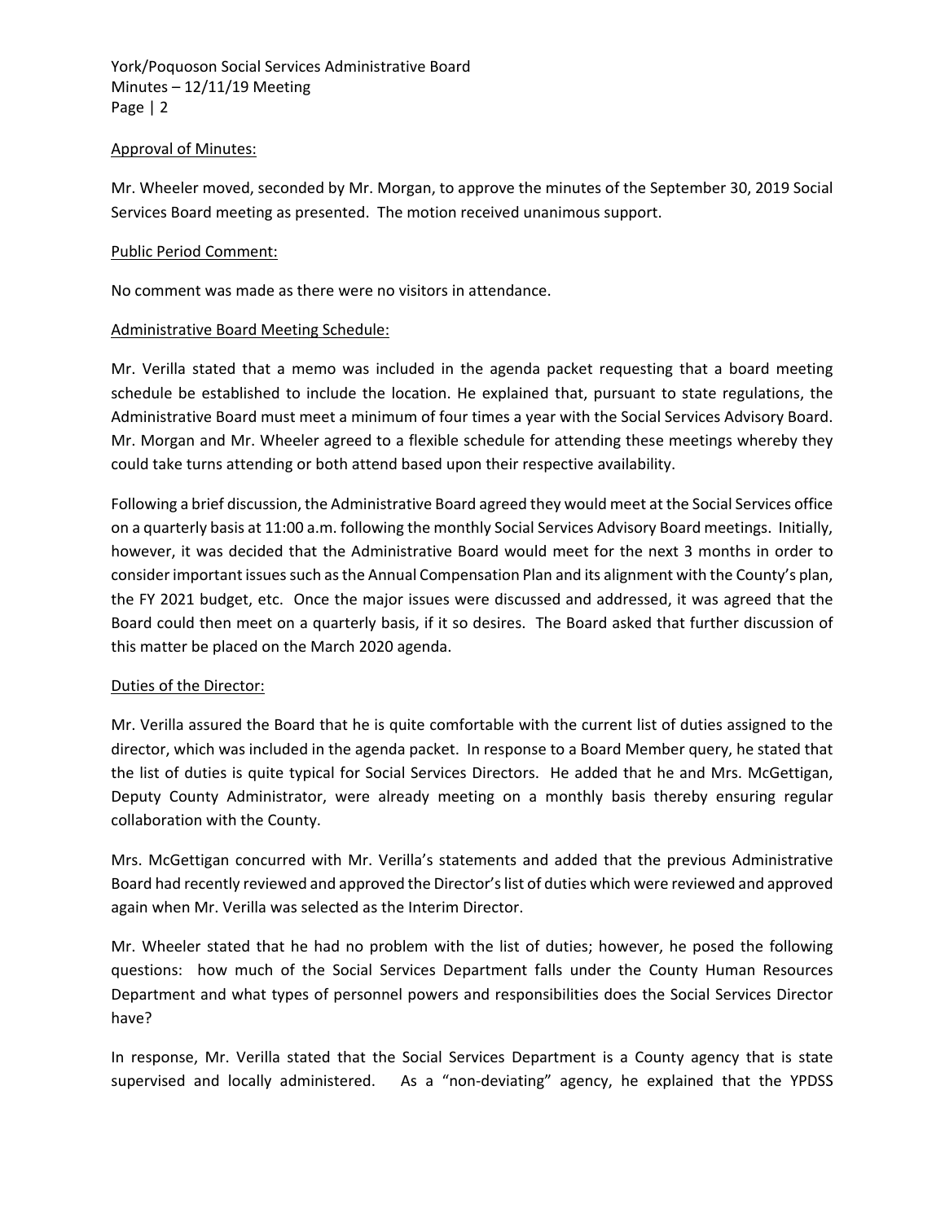Approval of Minutes:

Mr. Wheeler moved, seconded by Mr. Morgan, to approve the minutes of the September 30, 2019 Social Services Board meeting as presented. The motion received unanimous support.

Public Period Comment:

No comment was made as there were no visitors in attendance.

Administrative Board Meeting Schedule:

Mr. Verilla stated that a memo was included in the agenda packet requesting that a board meeting schedule be established to include the location. He explained that, pursuant to state regulations, the Administrative Board must meet a minimum of four times a year with the Social Services Advisory Board. Mr. Morgan and Mr. Wheeler agreed to a flexible schedule for attending these meetings whereby they could take turns attending or both attend based upon their respective availability.

Following a brief discussion, the Administrative Board agreed they would meet at the Social Services office on a quarterly basis at 11:00 a.m. following the monthly Social Services Advisory Board meetings. Initially, however, it was decided that the Administrative Board would meet for the next 3 months in order to consider important issues such as the Annual Compensation Plan and its alignment with the County's plan, the FY 2021 budget, etc. Once the major issues were discussed and addressed, it was agreed that the Board could then meet on a quarterly basis, if it so desires. The Board asked that further discussion of this matter be placed on the March 2020 agenda.

Duties of the Director:

Mr. Verilla assured the Board that he is quite comfortable with the current list of duties assigned to the director, which was included in the agenda packet. In response to a Board Member query, he stated that the list of duties is quite typical for Social Services Directors. He added that he and Mrs. McGettigan, Deputy County Administrator, were already meeting on a monthly basis thereby ensuring regular collaboration with the County.

Mrs. McGettigan concurred with Mr. Verilla's statements and added that the previous Administrative Board had recently reviewed and approved the Director's list of duties which were reviewed and approved again when Mr. Verilla was selected as the Interim Director.

Mr. Wheeler stated that he had no problem with the list of duties; however, he posed the following questions: how much of the Social Services Department falls under the County Human Resources Department and what types of personnel powers and responsibilities does the Social Services Director have?

In response, Mr. Verilla stated that the Social Services Department is a County agency that is state supervised and locally administered. As a "non-deviating" agency, he explained that the YPDSS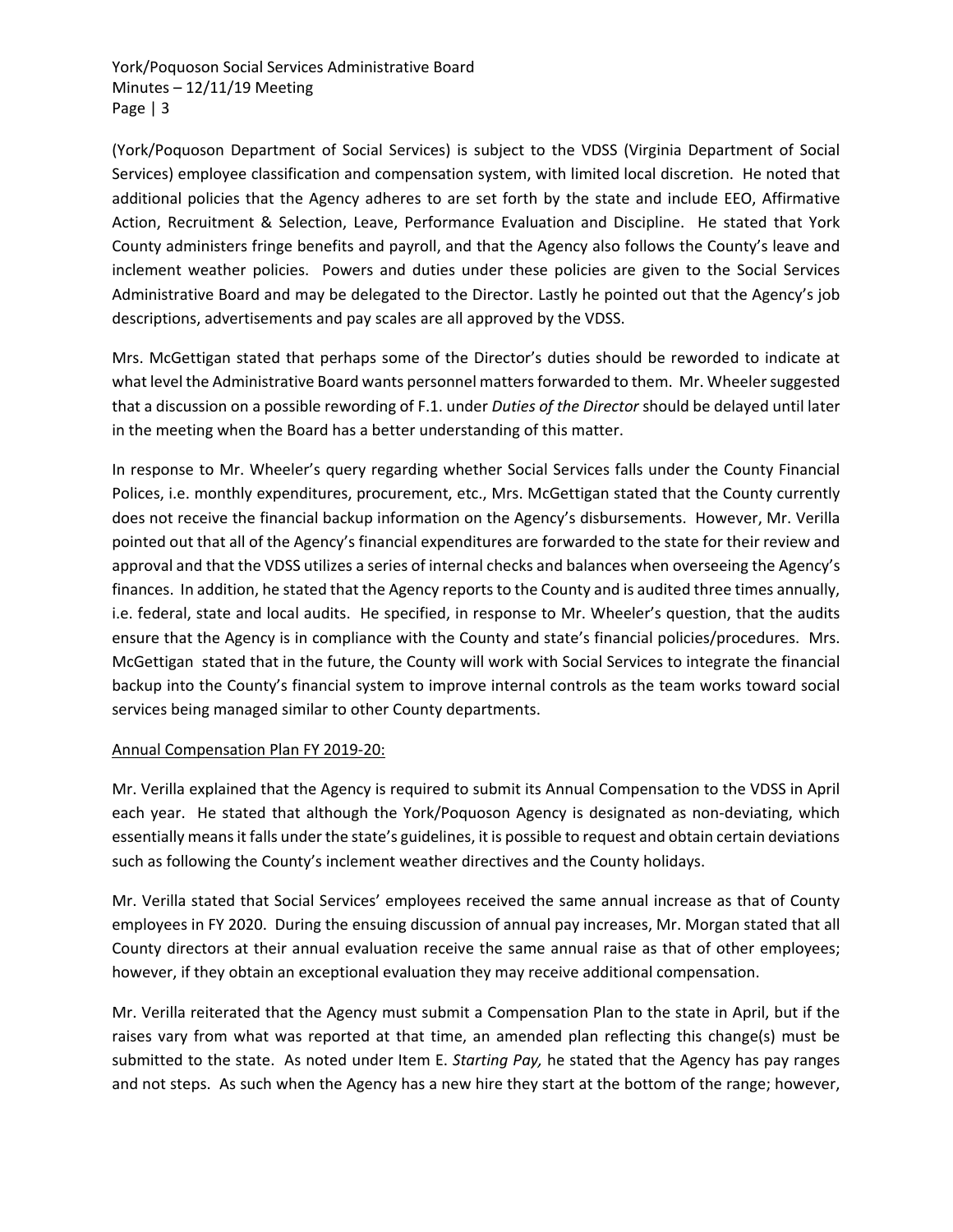(York/Poquoson Department of Social Services) is subject to the VDSS (Virginia Department of Social Services) employee classification and compensation system, with limited local discretion. He noted that additional policies that the Agency adheres to are set forth by the state and include EEO, Affirmative Action, Recruitment & Selection, Leave, Performance Evaluation and Discipline. He stated that York County administers fringe benefits and payroll, and that the Agency also follows the County's leave and inclement weather policies. Powers and duties under these policies are given to the Social Services Administrative Board and may be delegated to the Director. Lastly he pointed out that the Agency's job descriptions, advertisements and pay scales are all approved by the VDSS.

Mrs. McGettigan stated that perhaps some of the Director's duties should be reworded to indicate at what level the Administrative Board wants personnel matters forwarded to them. Mr. Wheeler suggested that a discussion on a possible rewording of F.1. under *Duties of the Director* should be delayed until later in the meeting when the Board has a better understanding of this matter.

In response to Mr. Wheeler's query regarding whether Social Services falls under the County Financial Polices, i.e. monthly expenditures, procurement, etc., Mrs. McGettigan stated that the County currently does not receive the financial backup information on the Agency's disbursements. However, Mr. Verilla pointed out that all of the Agency's financial expenditures are forwarded to the state for their review and approval and that the VDSS utilizes a series of internal checks and balances when overseeing the Agency's finances. In addition, he stated that the Agency reports to the County and is audited three times annually, i.e. federal, state and local audits. He specified, in response to Mr. Wheeler's question, that the audits ensure that the Agency is in compliance with the County and state's financial policies/procedures. Mrs. McGettigan stated that in the future, the County will work with Social Services to integrate the financial backup into the County's financial system to improve internal controls as the team works toward social services being managed similar to other County departments.

<u>Annual Compensation Plan FY 2019-20:</u>

Mr. Verilla explained that the Agency is required to submit its Annual Compensation to the VDSS in April each year. He stated that although the York/Poquoson Agency is designated as non-deviating, which essentially means it falls under the state's guidelines, it is possible to request and obtain certain deviations such as following the County's inclement weather directives and the County holidays.

Mr. Verilla stated that Social Services' employees received the same annual increase as that of County employees in FY 2020. During the ensuing discussion of annual pay increases, Mr. Morgan stated that all County directors at their annual evaluation receive the same annual raise as that of other employees; however, if they obtain an exceptional evaluation they may receive additional compensation.

Mr. Verilla reiterated that the Agency must submit a Compensation Plan to the state in April, but if the raises vary from what was reported at that time, an amended plan reflecting this change(s) must be submitted to the state. As noted under Item E. *Starting Pay,* he stated that the Agency has pay ranges and not steps. As such when the Agency has a new hire they start at the bottom of the range; however,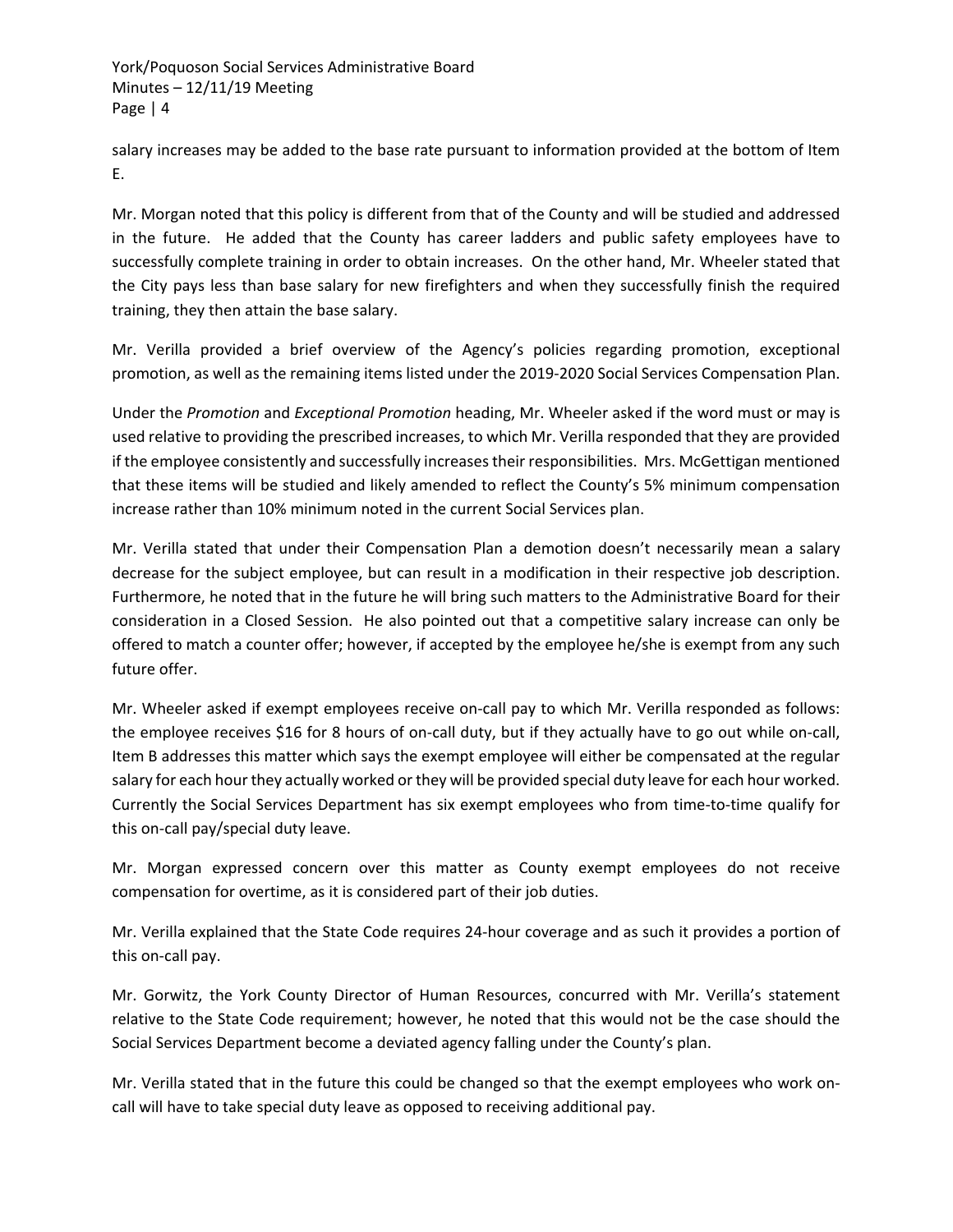salary increases may be added to the base rate pursuant to information provided at the bottom of Item E.

Mr. Morgan noted that this policy is different from that of the County and will be studied and addressed in the future. He added that the County has career ladders and public safety employees have to successfully complete training in order to obtain increases. On the other hand, Mr. Wheeler stated that the City pays less than base salary for new firefighters and when they successfully finish the required training, they then attain the base salary.

Mr. Verilla provided a brief overview of the Agency's policies regarding promotion, exceptional promotion, as well as the remaining items listed under the 2019-2020 Social Services Compensation Plan.

Under the *Promotion* and *Exceptional Promotion* heading, Mr. Wheeler asked if the word must or may is used relative to providing the prescribed increases, to which Mr. Verilla responded that they are provided if the employee consistently and successfully increases their responsibilities. Mrs. McGettigan mentioned that these items will be studied and likely amended to reflect the County's 5% minimum compensation increase rather than 10% minimum noted in the current Social Services plan.

Mr. Verilla stated that under their Compensation Plan a demotion doesn't necessarily mean a salary decrease for the subject employee, but can result in a modification in their respective job description. Furthermore, he noted that in the future he will bring such matters to the Administrative Board for their consideration in a Closed Session. He also pointed out that a competitive salary increase can only be offered to match a counter offer; however, if accepted by the employee he/she is exempt from any such future offer.

Mr. Wheeler asked if exempt employees receive on-call pay to which Mr. Verilla responded as follows: the employee receives $16 for 8 hours of on-call duty, but if they actually have to go out while on-call, Item B addresses this matter which says the exempt employee will either be compensated at the regular salary for each hour they actually worked or they will be provided special duty leave for each hour worked. Currently the Social Services Department has six exempt employees who from time-to-time qualify for this on-call pay/special duty leave.

Mr. Morgan expressed concern over this matter as County exempt employees do not receive compensation for overtime, as it is considered part of their job duties.

Mr. Verilla explained that the State Code requires 24-hour coverage and as such it provides a portion of this on-call pay.

Mr. Gorwitz, the York County Director of Human Resources, concurred with Mr. Verilla's statement relative to the State Code requirement; however, he noted that this would not be the case should the Social Services Department become a deviated agency falling under the County's plan.

Mr. Verilla stated that in the future this could be changed so that the exempt employees who work on-call will have to take special duty leave as opposed to receiving additional pay.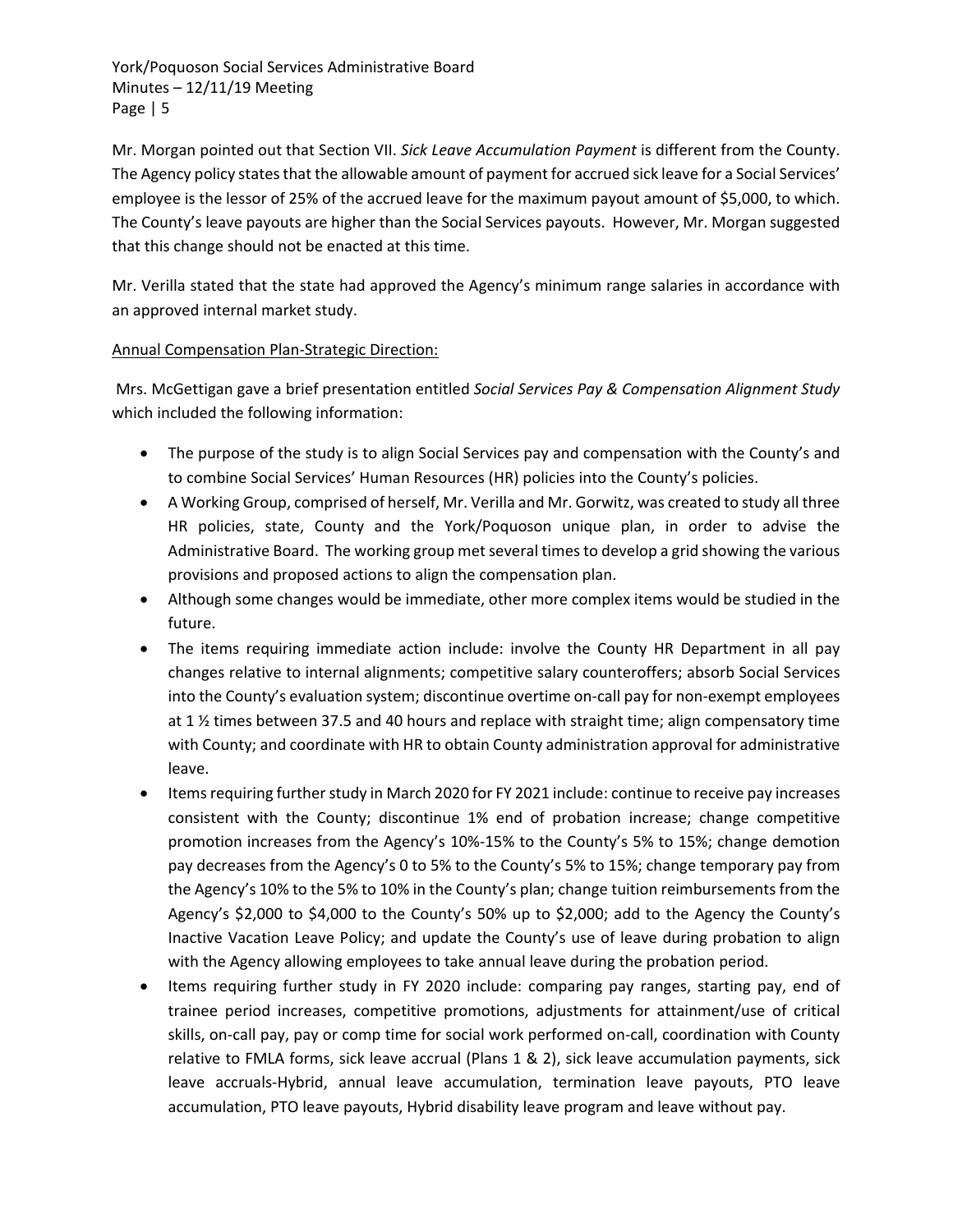Mr. Morgan pointed out that Section VII. *Sick Leave Accumulation Payment* is different from the County. The Agency policy states that the allowable amount of payment for accrued sick leave for a Social Services' employee is the lessor of 25% of the accrued leave for the maximum payout amount of $5,000, to which. The County's leave payouts are higher than the Social Services payouts. However, Mr. Morgan suggested that this change should not be enacted at this time.

Mr. Verilla stated that the state had approved the Agency's minimum range salaries in accordance with an approved internal market study.

Annual Compensation Plan-Strategic Direction:

Mrs. McGettigan gave a brief presentation entitled *Social Services Pay & Compensation Alignment Study* which included the following information:

- The purpose of the study is to align Social Services pay and compensation with the County's and to combine Social Services' Human Resources (HR) policies into the County's policies.
- A Working Group, comprised of herself, Mr. Verilla and Mr. Gorwitz, was created to study all three HR policies, state, County and the York/Poquoson unique plan, in order to advise the Administrative Board. The working group met several times to develop a grid showing the various provisions and proposed actions to align the compensation plan.
- Although some changes would be immediate, other more complex items would be studied in the future.
- The items requiring immediate action include: involve the County HR Department in all pay changes relative to internal alignments; competitive salary counteroffers; absorb Social Services into the County's evaluation system; discontinue overtime on-call pay for non-exempt employees at 1 ½ times between 37.5 and 40 hours and replace with straight time; align compensatory time with County; and coordinate with HR to obtain County administration approval for administrative leave.
- Items requiring further study in March 2020 for FY 2021 include: continue to receive pay increases consistent with the County; discontinue 1% end of probation increase; change competitive promotion increases from the Agency's 10%-15% to the County's 5% to 15%; change demotion pay decreases from the Agency's 0 to 5% to the County's 5% to 15%; change temporary pay from the Agency's 10% to the 5% to 10% in the County's plan; change tuition reimbursements from the Agency's $2,000 to $4,000 to the County's 50% up to $2,000; add to the Agency the County's Inactive Vacation Leave Policy; and update the County's use of leave during probation to align with the Agency allowing employees to take annual leave during the probation period.
- Items requiring further study in FY 2020 include: comparing pay ranges, starting pay, end of trainee period increases, competitive promotions, adjustments for attainment/use of critical skills, on-call pay, pay or comp time for social work performed on-call, coordination with County relative to FMLA forms, sick leave accrual (Plans 1 & 2), sick leave accumulation payments, sick leave accruals-Hybrid, annual leave accumulation, termination leave payouts, PTO leave accumulation, PTO leave payouts, Hybrid disability leave program and leave without pay.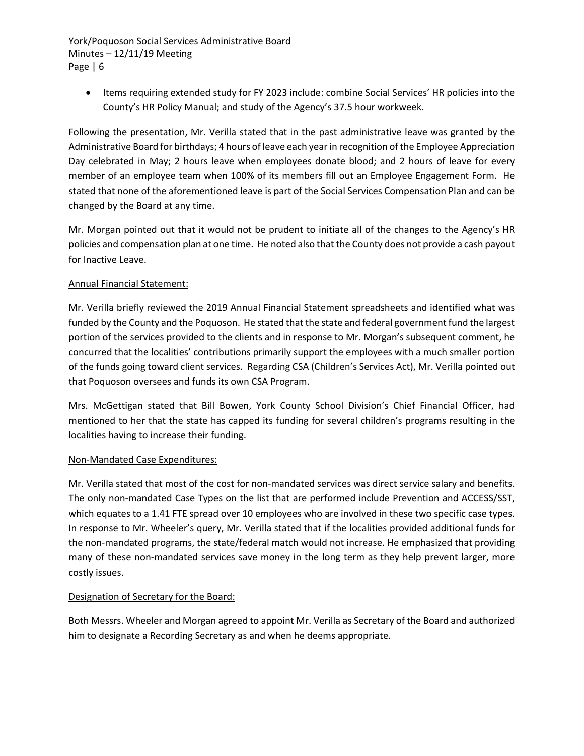- Items requiring extended study for FY 2023 include: combine Social Services' HR policies into the County's HR Policy Manual; and study of the Agency's 37.5 hour workweek.

Following the presentation, Mr. Verilla stated that in the past administrative leave was granted by the Administrative Board for birthdays; 4 hours of leave each year in recognition of the Employee Appreciation Day celebrated in May; 2 hours leave when employees donate blood; and 2 hours of leave for every member of an employee team when 100% of its members fill out an Employee Engagement Form. He stated that none of the aforementioned leave is part of the Social Services Compensation Plan and can be changed by the Board at any time.

Mr. Morgan pointed out that it would not be prudent to initiate all of the changes to the Agency's HR policies and compensation plan at one time. He noted also that the County does not provide a cash payout for Inactive Leave.

<u>Annual Financial Statement:</u>

Mr. Verilla briefly reviewed the 2019 Annual Financial Statement spreadsheets and identified what was funded by the County and the Poquoson. He stated that the state and federal government fund the largest portion of the services provided to the clients and in response to Mr. Morgan's subsequent comment, he concurred that the localities' contributions primarily support the employees with a much smaller portion of the funds going toward client services. Regarding CSA (Children's Services Act), Mr. Verilla pointed out that Poquoson oversees and funds its own CSA Program.

Mrs. McGettigan stated that Bill Bowen, York County School Division's Chief Financial Officer, had mentioned to her that the state has capped its funding for several children's programs resulting in the localities having to increase their funding.

<u>Non-Mandated Case Expenditures:</u>

Mr. Verilla stated that most of the cost for non-mandated services was direct service salary and benefits. The only non-mandated Case Types on the list that are performed include Prevention and ACCESS/SST, which equates to a 1.41 FTE spread over 10 employees who are involved in these two specific case types. In response to Mr. Wheeler's query, Mr. Verilla stated that if the localities provided additional funds for the non-mandated programs, the state/federal match would not increase. He emphasized that providing many of these non-mandated services save money in the long term as they help prevent larger, more costly issues.

<u>Designation of Secretary for the Board:</u>

Both Messrs. Wheeler and Morgan agreed to appoint Mr. Verilla as Secretary of the Board and authorized him to designate a Recording Secretary as and when he deems appropriate.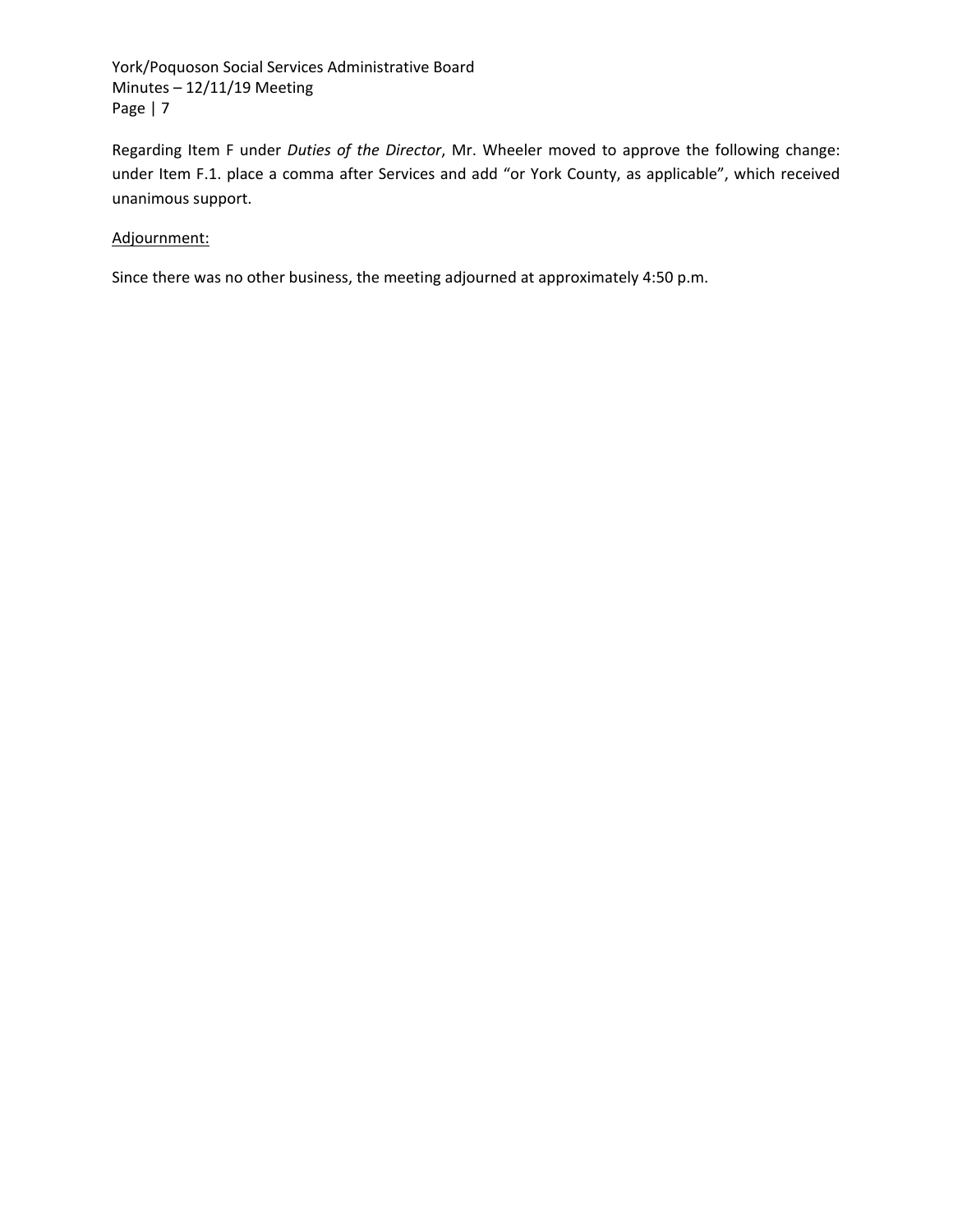Regarding Item F under *Duties of the Director*, Mr. Wheeler moved to approve the following change: under Item F.1. place a comma after Services and add "or York County, as applicable", which received unanimous support.

Adjournment:

Since there was no other business, the meeting adjourned at approximately 4:50 p.m.